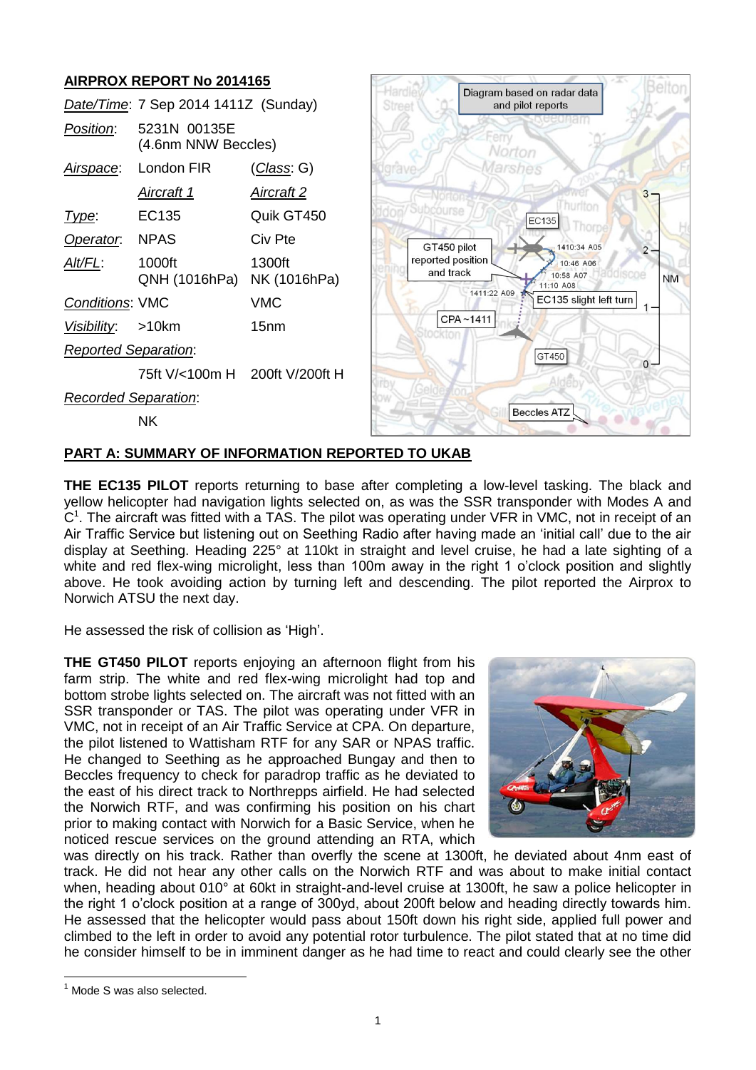## AIRPROX REPORT No 2014165

| | | |
|---|---|---|
| *Date/Time*: | 7 Sep 2014 1411Z (Sunday) | |
| *Position*: | 5231N 00135E (4.6nm NNW Beccles) | |
| *Airspace*: | London FIR | (*Class*: G) |
| | *Aircraft 1* | *Aircraft 2* |
| *Type*: | EC135 | Quik GT450 |
| *Operator*: | NPAS | Civ Pte |
| *Alt/FL*: | 1000ft QNH (1016hPa) | 1300ft NK (1016hPa) |
| *Conditions*: | VMC | VMC |
| *Visibility*: | >10km | 15nm |
| *Reported Separation*: | | |
| | 75ft V/<100m H | 200ft V/200ft H |
| *Recorded Separation*: | | |
| | NK | |

## PART A: SUMMARY OF INFORMATION REPORTED TO UKAB

**THE EC135 PILOT** reports returning to base after completing a low-level tasking. The black and yellow helicopter had navigation lights selected on, as was the SSR transponder with Modes A and C[1]. The aircraft was fitted with a TAS. The pilot was operating under VFR in VMC, not in receipt of an Air Traffic Service but listening out on Seething Radio after having made an 'initial call' due to the air display at Seething. Heading 225° at 110kt in straight and level cruise, he had a late sighting of a white and red flex-wing microlight, less than 100m away in the right 1 o'clock position and slightly above. He took avoiding action by turning left and descending. The pilot reported the Airprox to Norwich ATSU the next day.

He assessed the risk of collision as 'High'.

**THE GT450 PILOT** reports enjoying an afternoon flight from his farm strip. The white and red flex-wing microlight had top and bottom strobe lights selected on. The aircraft was not fitted with an SSR transponder or TAS. The pilot was operating under VFR in VMC, not in receipt of an Air Traffic Service at CPA. On departure, the pilot listened to Wattisham RTF for any SAR or NPAS traffic. He changed to Seething as he approached Bungay and then to Beccles frequency to check for paradrop traffic as he deviated to the east of his direct track to Northrepps airfield. He had selected the Norwich RTF, and was confirming his position on his chart prior to making contact with Norwich for a Basic Service, when he noticed rescue services on the ground attending an RTA, which was directly on his track. Rather than overfly the scene at 1300ft, he deviated about 4nm east of track. He did not hear any other calls on the Norwich RTF and was about to make initial contact when, heading about 010° at 60kt in straight-and-level cruise at 1300ft, he saw a police helicopter in the right 1 o'clock position at a range of 300yd, about 200ft below and heading directly towards him. He assessed that the helicopter would pass about 150ft down his right side, applied full power and climbed to the left in order to avoid any potential rotor turbulence. The pilot stated that at no time did he consider himself to be in imminent danger as he had time to react and could clearly see the other

---

[1] Mode S was also selected.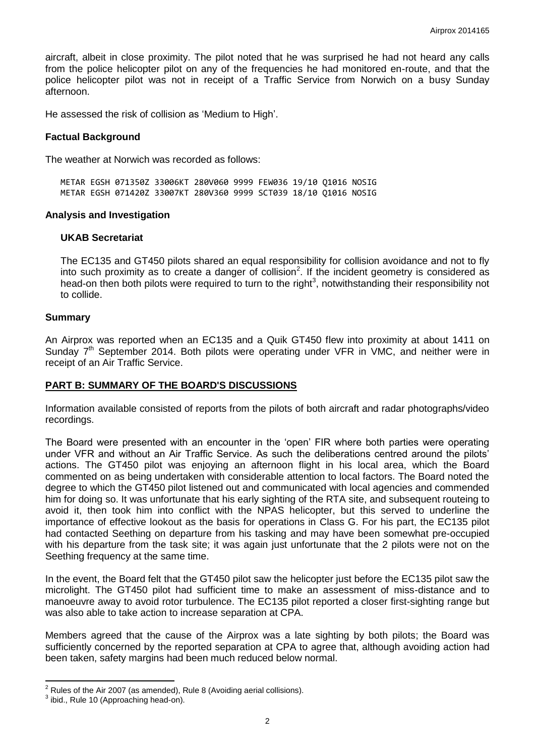aircraft, albeit in close proximity. The pilot noted that he was surprised he had not heard any calls from the police helicopter pilot on any of the frequencies he had monitored en-route, and that the police helicopter pilot was not in receipt of a Traffic Service from Norwich on a busy Sunday afternoon.

He assessed the risk of collision as 'Medium to High'.

## Factual Background

The weather at Norwich was recorded as follows:

```
METAR EGSH 071350Z 33006KT 280V060 9999 FEW036 19/10 Q1016 NOSIG
METAR EGSH 071420Z 33007KT 280V360 9999 SCT039 18/10 Q1016 NOSIG
```

## Analysis and Investigation

### UKAB Secretariat

The EC135 and GT450 pilots shared an equal responsibility for collision avoidance and not to fly into such proximity as to create a danger of collision[2]. If the incident geometry is considered as head-on then both pilots were required to turn to the right[3], notwithstanding their responsibility not to collide.

## Summary

An Airprox was reported when an EC135 and a Quik GT450 flew into proximity at about 1411 on Sunday 7th September 2014. Both pilots were operating under VFR in VMC, and neither were in receipt of an Air Traffic Service.

## PART B: SUMMARY OF THE BOARD'S DISCUSSIONS

Information available consisted of reports from the pilots of both aircraft and radar photographs/video recordings.

The Board were presented with an encounter in the 'open' FIR where both parties were operating under VFR and without an Air Traffic Service. As such the deliberations centred around the pilots' actions. The GT450 pilot was enjoying an afternoon flight in his local area, which the Board commented on as being undertaken with considerable attention to local factors. The Board noted the degree to which the GT450 pilot listened out and communicated with local agencies and commended him for doing so. It was unfortunate that his early sighting of the RTA site, and subsequent routeing to avoid it, then took him into conflict with the NPAS helicopter, but this served to underline the importance of effective lookout as the basis for operations in Class G. For his part, the EC135 pilot had contacted Seething on departure from his tasking and may have been somewhat pre-occupied with his departure from the task site; it was again just unfortunate that the 2 pilots were not on the Seething frequency at the same time.

In the event, the Board felt that the GT450 pilot saw the helicopter just before the EC135 pilot saw the microlight. The GT450 pilot had sufficient time to make an assessment of miss-distance and to manoeuvre away to avoid rotor turbulence. The EC135 pilot reported a closer first-sighting range but was also able to take action to increase separation at CPA.

Members agreed that the cause of the Airprox was a late sighting by both pilots; the Board was sufficiently concerned by the reported separation at CPA to agree that, although avoiding action had been taken, safety margins had been much reduced below normal.

---

[2] Rules of the Air 2007 (as amended), Rule 8 (Avoiding aerial collisions).

[3] ibid., Rule 10 (Approaching head-on).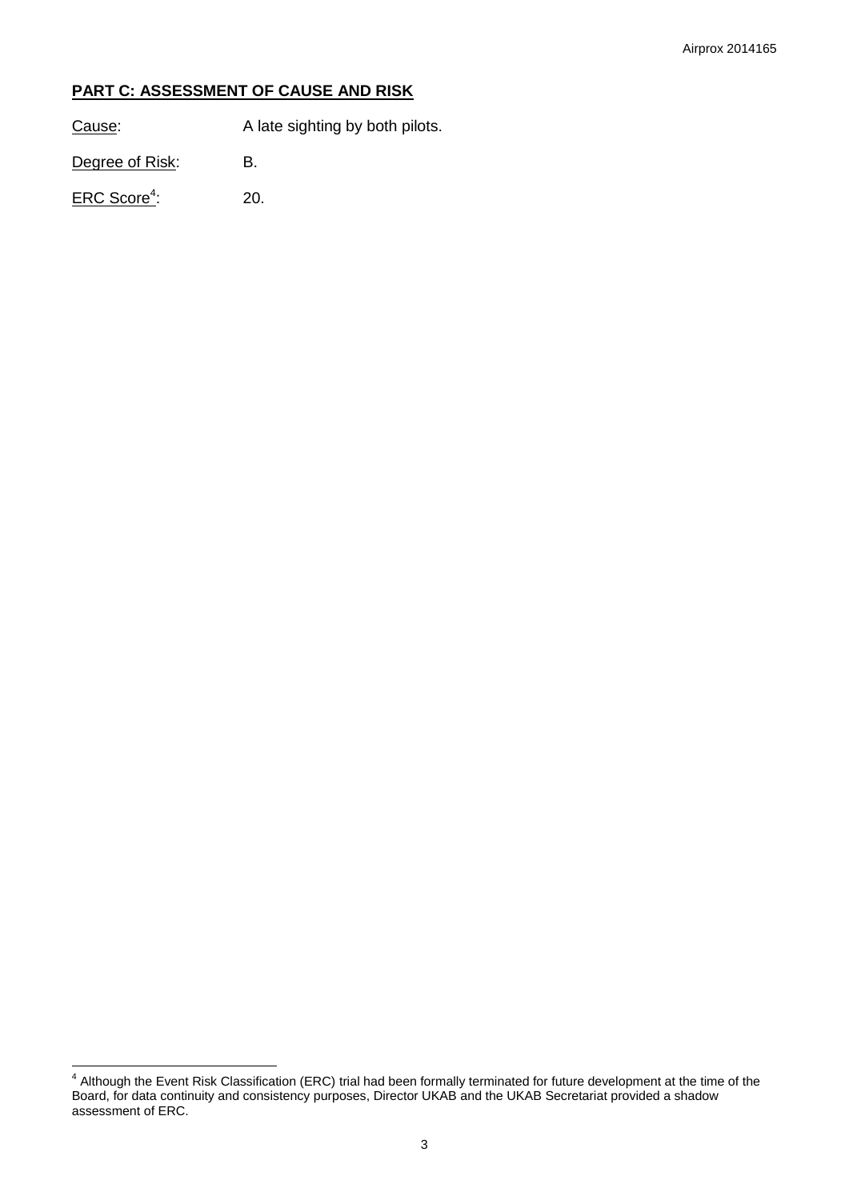## PART C: ASSESSMENT OF CAUSE AND RISK

Cause: A late sighting by both pilots.

Degree of Risk: B.

ERC Score[4]: 20.

[4] Although the Event Risk Classification (ERC) trial had been formally terminated for future development at the time of the Board, for data continuity and consistency purposes, Director UKAB and the UKAB Secretariat provided a shadow assessment of ERC.